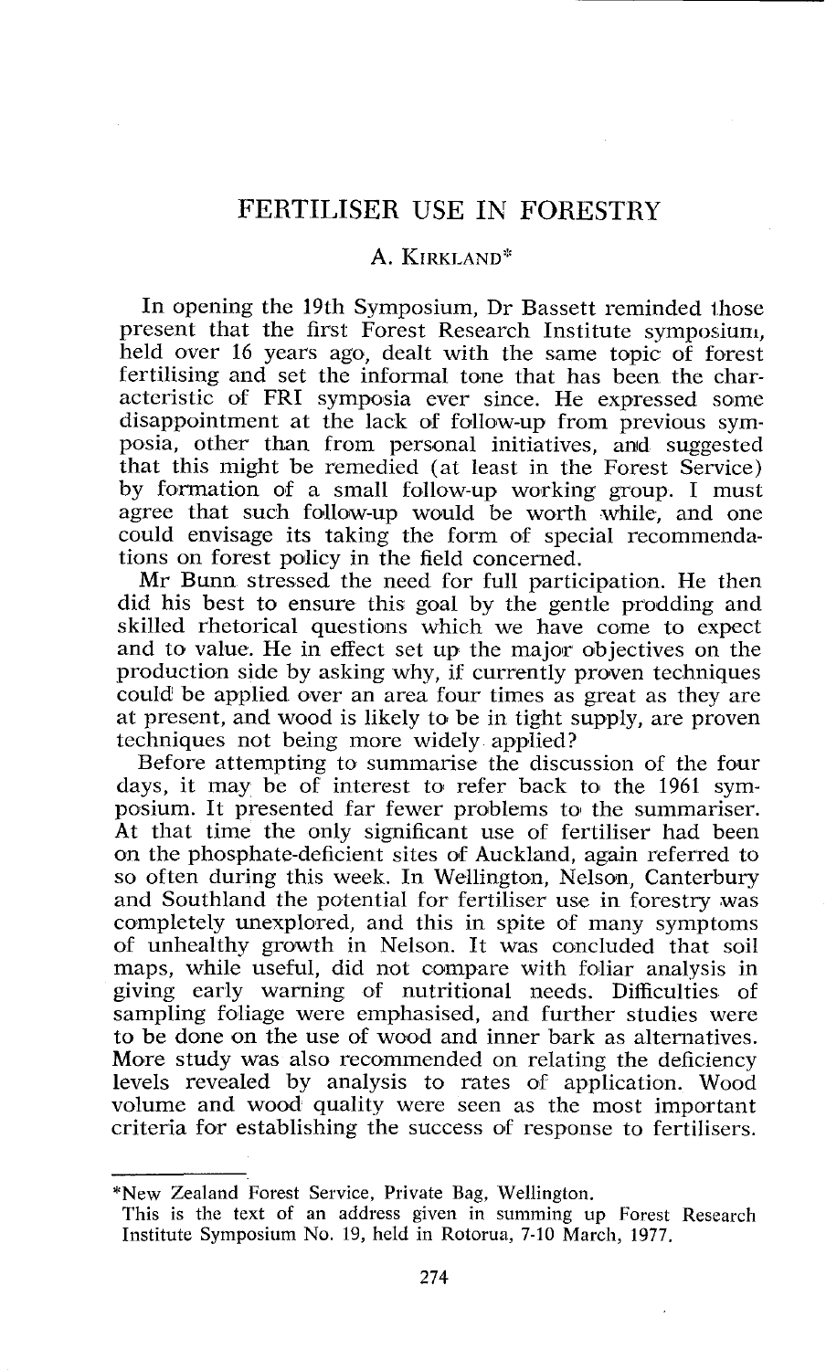# FERTILISER USE IN FORESTRY

A. KIRKLAND*

In opening the 19th Symposium, Dr Bassett reminded those present that the first Forest Research Institute symposium, held over 16 years ago, dealt with the same topic of forest fertilising and set the informal tone that has been the characteristic of FRI symposia ever since. He expressed some disappointment at the lack of follow-up from previous symposia, other than from personal initiatives, and suggested that this might be remedied (at least in the Forest Service) by formation of a small follow-up working group. I must agree that such follow-up would be worth while, and one could envisage its taking the form of special recommendations on forest policy in the field concerned.

Mr Bunn stressed the need for full participation. He then did his best to ensure this goal by the gentle prodding and skilled rhetorical questions which we have come to expect and to value. He in effect set up the major objectives on the production side by asking why, if currently proven techniques could be applied over an area four times as great as they are at present, and wood is likely to be in tight supply, are proven techniques not being more widely applied?

Before attempting to summarise the discussion of the four days, it may be of interest to refer back to the 1961 symposium. It presented far fewer problems to the summariser. At that time the only significant use of fertiliser had been on the phosphate-deficient sites of Auckland, again referred to so often during this week. In Wellington, Nelson, Canterbury and Southland the potential for fertiliser use in forestry was completely unexplored, and this in spite of many symptoms of unhealthy growth in Nelson. It was concluded that soil maps, while useful, did not compare with foliar analysis in giving early warning of nutritional needs. Difficulties of sampling foliage were emphasised, and further studies were to be done on the use of wood and inner bark as alternatives. More study was also recommended on relating the deficiency levels revealed by analysis to rates of application. Wood volume and wood quality were seen as the most important criteria for establishing the success of response to fertilisers.

---

*New Zealand Forest Service, Private Bag, Wellington.

This is the text of an address given in summing up Forest Research Institute Symposium No. 19, held in Rotorua, 7-10 March, 1977.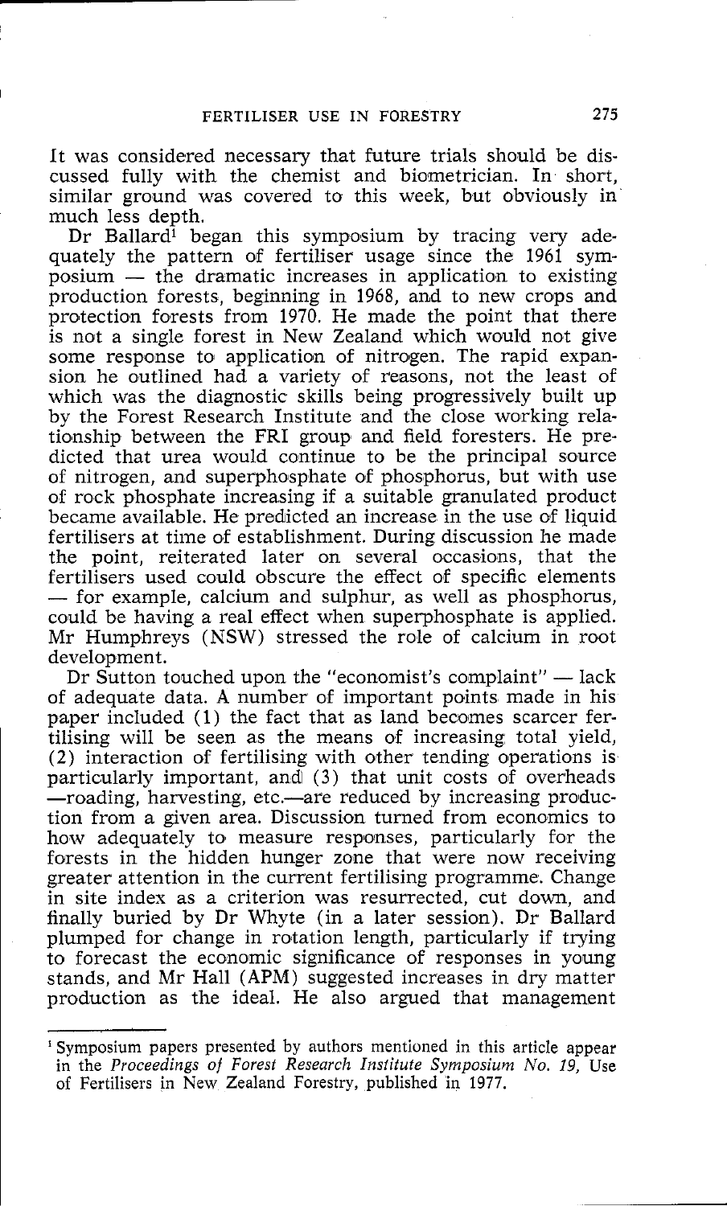It was considered necessary that future trials should be discussed fully with the chemist and biometrician. In short, similar ground was covered to this week, but obviously in much less depth.

Dr Ballard[1] began this symposium by tracing very adequately the pattern of fertiliser usage since the 1961 symposium — the dramatic increases in application to existing production forests, beginning in 1968, and to new crops and protection forests from 1970. He made the point that there is not a single forest in New Zealand which would not give some response to application of nitrogen. The rapid expansion he outlined had a variety of reasons, not the least of which was the diagnostic skills being progressively built up by the Forest Research Institute and the close working relationship between the FRI group and field foresters. He predicted that urea would continue to be the principal source of nitrogen, and superphosphate of phosphorus, but with use of rock phosphate increasing if a suitable granulated product became available. He predicted an increase in the use of liquid fertilisers at time of establishment. During discussion he made the point, reiterated later on several occasions, that the fertilisers used could obscure the effect of specific elements — for example, calcium and sulphur, as well as phosphorus, could be having a real effect when superphosphate is applied. Mr Humphreys (NSW) stressed the role of calcium in root development.

Dr Sutton touched upon the "economist's complaint" — lack of adequate data. A number of important points made in his paper included (1) the fact that as land becomes scarcer fertilising will be seen as the means of increasing total yield, (2) interaction of fertilising with other tending operations is particularly important, and (3) that unit costs of overheads —roading, harvesting, etc.—are reduced by increasing production from a given area. Discussion turned from economics to how adequately to measure responses, particularly for the forests in the hidden hunger zone that were now receiving greater attention in the current fertilising programme. Change in site index as a criterion was resurrected, cut down, and finally buried by Dr Whyte (in a later session). Dr Ballard plumped for change in rotation length, particularly if trying to forecast the economic significance of responses in young stands, and Mr Hall (APM) suggested increases in dry matter production as the ideal. He also argued that management

---

[1] Symposium papers presented by authors mentioned in this article appear in the *Proceedings of Forest Research Institute Symposium No. 19,* Use of Fertilisers in New Zealand Forestry, published in 1977.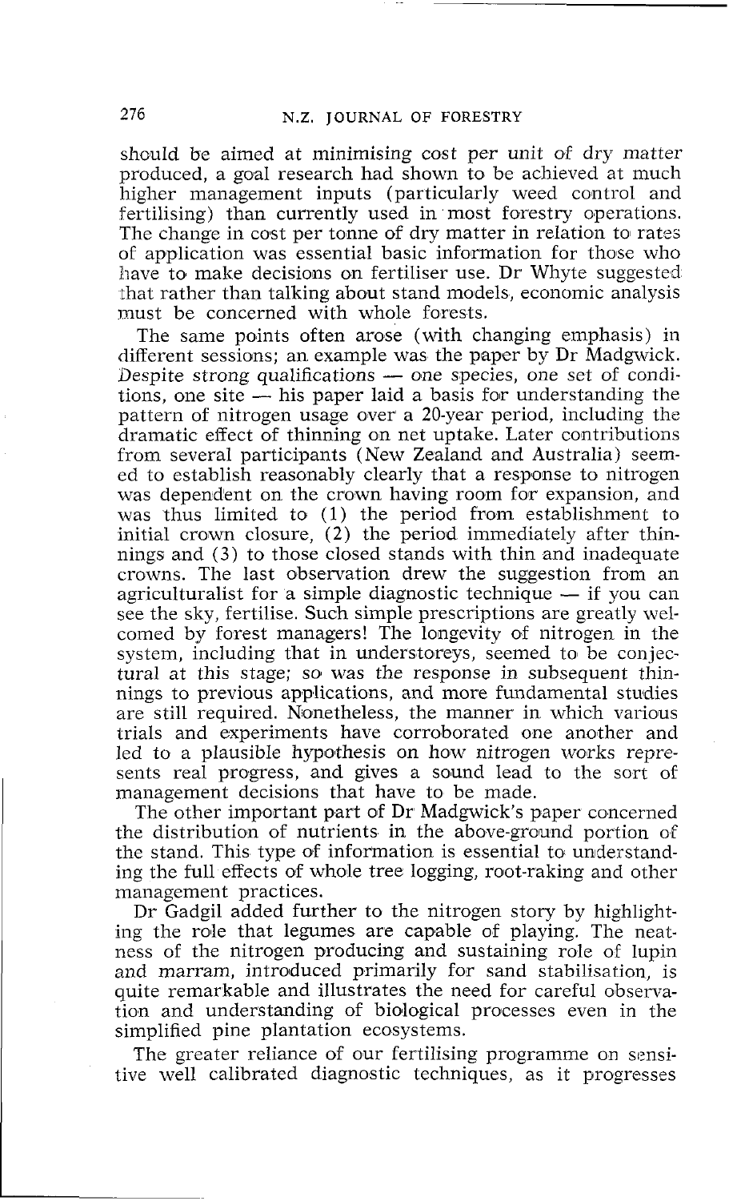should be aimed at minimising cost per unit of dry matter produced, a goal research had shown to be achieved at much higher management inputs (particularly weed control and fertilising) than currently used in most forestry operations. The change in cost per tonne of dry matter in relation to rates of application was essential basic information for those who have to make decisions on fertiliser use. Dr Whyte suggested that rather than talking about stand models, economic analysis must be concerned with whole forests.

The same points often arose (with changing emphasis) in different sessions; an example was the paper by Dr Madgwick. Despite strong qualifications — one species, one set of conditions, one site — his paper laid a basis for understanding the pattern of nitrogen usage over a 20-year period, including the dramatic effect of thinning on net uptake. Later contributions from several participants (New Zealand and Australia) seemed to establish reasonably clearly that a response to nitrogen was dependent on the crown having room for expansion, and was thus limited to (1) the period from establishment to initial crown closure, (2) the period immediately after thinnings and (3) to those closed stands with thin and inadequate crowns. The last observation drew the suggestion from an agriculturalist for a simple diagnostic technique — if you can see the sky, fertilise. Such simple prescriptions are greatly welcomed by forest managers! The longevity of nitrogen in the system, including that in understoreys, seemed to be conjectural at this stage; so was the response in subsequent thinnings to previous applications, and more fundamental studies are still required. Nonetheless, the manner in which various trials and experiments have corroborated one another and led to a plausible hypothesis on how nitrogen works represents real progress, and gives a sound lead to the sort of management decisions that have to be made.

The other important part of Dr Madgwick's paper concerned the distribution of nutrients in the above-ground portion of the stand. This type of information is essential to understanding the full effects of whole tree logging, root-raking and other management practices.

Dr Gadgil added further to the nitrogen story by highlighting the role that legumes are capable of playing. The neatness of the nitrogen producing and sustaining role of lupin and marram, introduced primarily for sand stabilisation, is quite remarkable and illustrates the need for careful observation and understanding of biological processes even in the simplified pine plantation ecosystems.

The greater reliance of our fertilising programme on sensitive well calibrated diagnostic techniques, as it progresses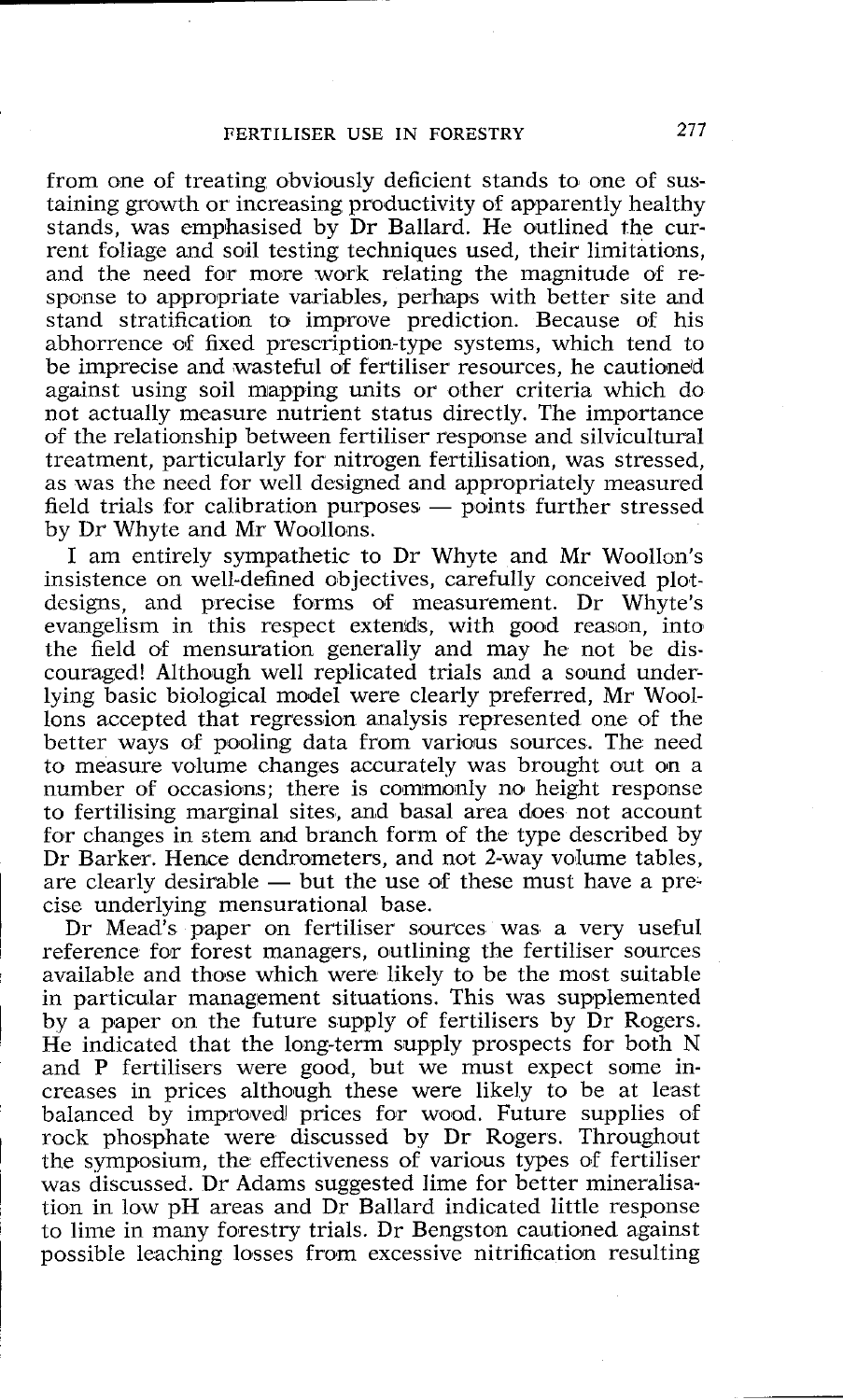from one of treating obviously deficient stands to one of sustaining growth or increasing productivity of apparently healthy stands, was emphasised by Dr Ballard. He outlined the current foliage and soil testing techniques used, their limitations, and the need for more work relating the magnitude of response to appropriate variables, perhaps with better site and stand stratification to improve prediction. Because of his abhorrence of fixed prescription-type systems, which tend to be imprecise and wasteful of fertiliser resources, he cautioned against using soil mapping units or other criteria which do not actually measure nutrient status directly. The importance of the relationship between fertiliser response and silvicultural treatment, particularly for nitrogen fertilisation, was stressed, as was the need for well designed and appropriately measured field trials for calibration purposes — points further stressed by Dr Whyte and Mr Woollons.

I am entirely sympathetic to Dr Whyte and Mr Woollon's insistence on well-defined objectives, carefully conceived plot-designs, and precise forms of measurement. Dr Whyte's evangelism in this respect extends, with good reason, into the field of mensuration generally and may he not be discouraged! Although well replicated trials and a sound underlying basic biological model were clearly preferred, Mr Woollons accepted that regression analysis represented one of the better ways of pooling data from various sources. The need to measure volume changes accurately was brought out on a number of occasions; there is commonly no height response to fertilising marginal sites, and basal area does not account for changes in stem and branch form of the type described by Dr Barker. Hence dendrometers, and not 2-way volume tables, are clearly desirable — but the use of these must have a precise underlying mensurational base.

Dr Mead's paper on fertiliser sources was a very useful reference for forest managers, outlining the fertiliser sources available and those which were likely to be the most suitable in particular management situations. This was supplemented by a paper on the future supply of fertilisers by Dr Rogers. He indicated that the long-term supply prospects for both N and P fertilisers were good, but we must expect some increases in prices although these were likely to be at least balanced by improved prices for wood. Future supplies of rock phosphate were discussed by Dr Rogers. Throughout the symposium, the effectiveness of various types of fertiliser was discussed. Dr Adams suggested lime for better mineralisation in low pH areas and Dr Ballard indicated little response to lime in many forestry trials. Dr Bengston cautioned against possible leaching losses from excessive nitrification resulting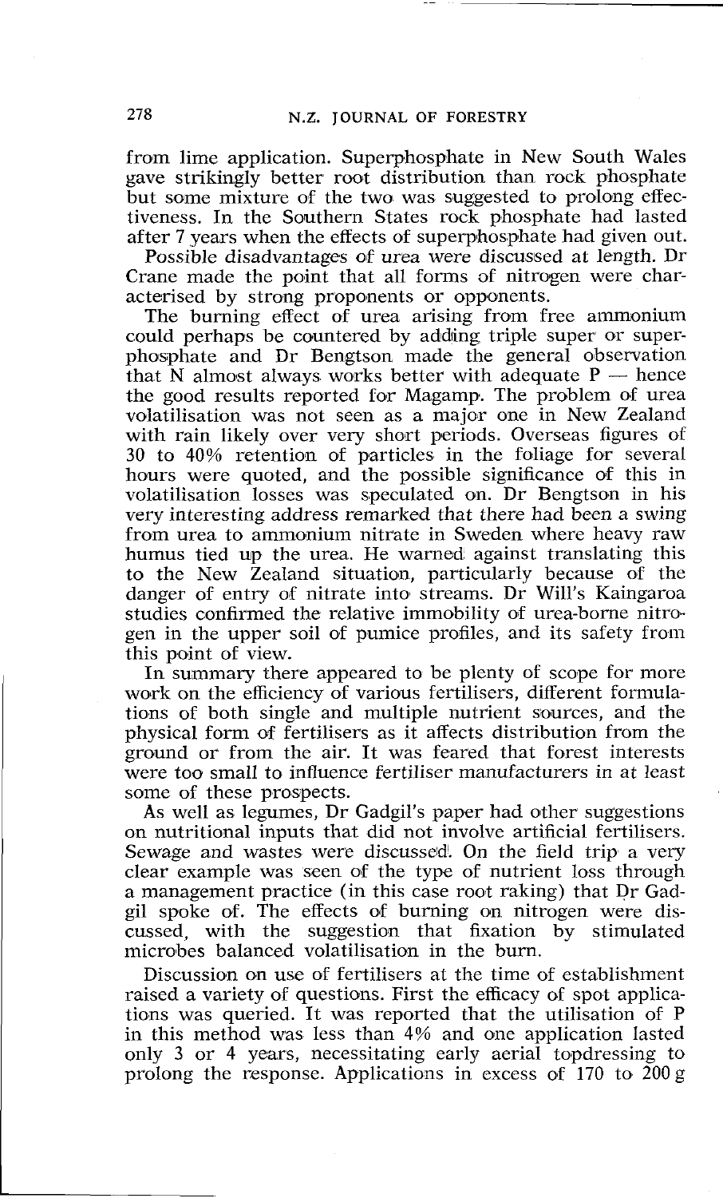from lime application. Superphosphate in New South Wales gave strikingly better root distribution than rock phosphate but some mixture of the two was suggested to prolong effectiveness. In the Southern States rock phosphate had lasted after 7 years when the effects of superphosphate had given out.

Possible disadvantages of urea were discussed at length. Dr Crane made the point that all forms of nitrogen were characterised by strong proponents or opponents.

The burning effect of urea arising from free ammonium could perhaps be countered by adding triple super or superphosphate and Dr Bengtson made the general observation that N almost always works better with adequate P — hence the good results reported for Magamp. The problem of urea volatilisation was not seen as a major one in New Zealand with rain likely over very short periods. Overseas figures of 30 to 40% retention of particles in the foliage for several hours were quoted, and the possible significance of this in volatilisation losses was speculated on. Dr Bengtson in his very interesting address remarked that there had been a swing from urea to ammonium nitrate in Sweden where heavy raw humus tied up the urea. He warned against translating this to the New Zealand situation, particularly because of the danger of entry of nitrate into streams. Dr Will's Kaingaroa studies confirmed the relative immobility of urea-borne nitrogen in the upper soil of pumice profiles, and its safety from this point of view.

In summary there appeared to be plenty of scope for more work on the efficiency of various fertilisers, different formulations of both single and multiple nutrient sources, and the physical form of fertilisers as it affects distribution from the ground or from the air. It was feared that forest interests were too small to influence fertiliser manufacturers in at least some of these prospects.

As well as legumes, Dr Gadgil's paper had other suggestions on nutritional inputs that did not involve artificial fertilisers. Sewage and wastes were discussed. On the field trip a very clear example was seen of the type of nutrient loss through a management practice (in this case root raking) that Dr Gadgil spoke of. The effects of burning on nitrogen were discussed, with the suggestion that fixation by stimulated microbes balanced volatilisation in the burn.

Discussion on use of fertilisers at the time of establishment raised a variety of questions. First the efficacy of spot applications was queried. It was reported that the utilisation of P in this method was less than 4% and one application lasted only 3 or 4 years, necessitating early aerial topdressing to prolong the response. Applications in excess of 170 to 200 g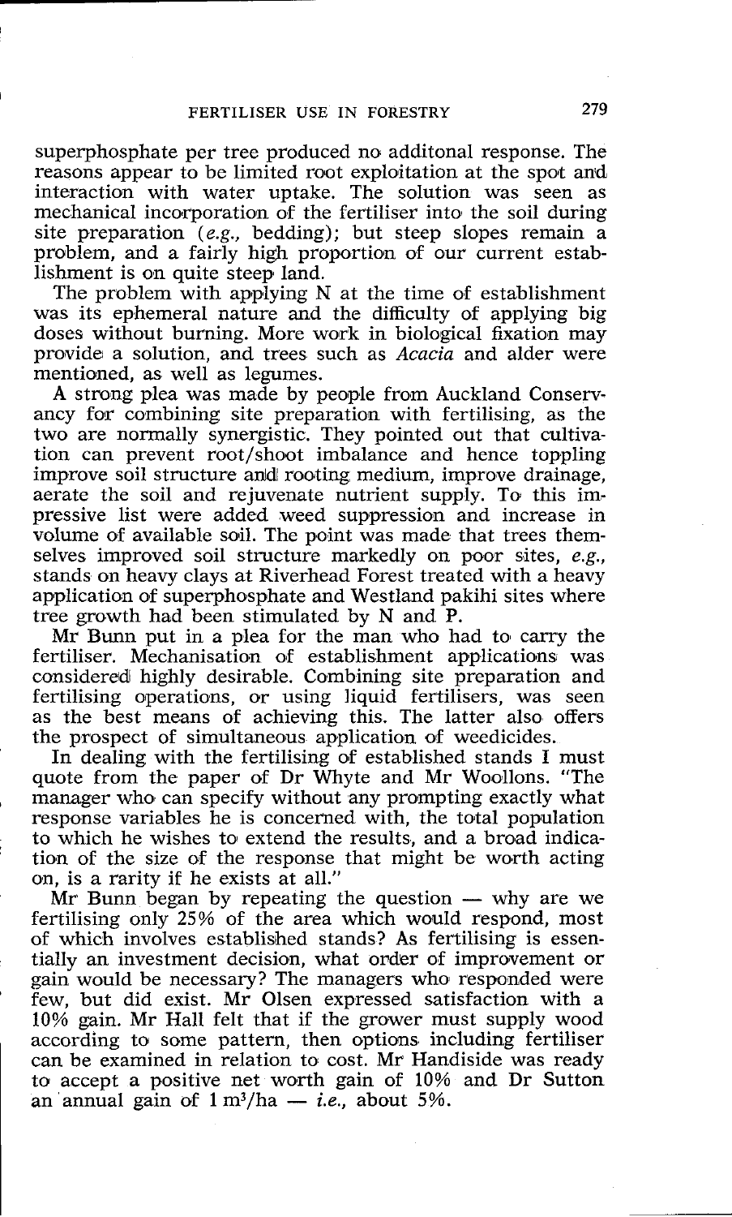superphosphate per tree produced no additonal response. The reasons appear to be limited root exploitation at the spot and interaction with water uptake. The solution was seen as mechanical incorporation of the fertiliser into the soil during site preparation (*e.g.*, bedding); but steep slopes remain a problem, and a fairly high proportion of our current establishment is on quite steep land.

The problem with applying N at the time of establishment was its ephemeral nature and the difficulty of applying big doses without burning. More work in biological fixation may provide a solution, and trees such as *Acacia* and alder were mentioned, as well as legumes.

A strong plea was made by people from Auckland Conservancy for combining site preparation with fertilising, as the two are normally synergistic. They pointed out that cultivation can prevent root/shoot imbalance and hence toppling improve soil structure and rooting medium, improve drainage, aerate the soil and rejuvenate nutrient supply. To this impressive list were added weed suppression and increase in volume of available soil. The point was made that trees themselves improved soil structure markedly on poor sites, *e.g.*, stands on heavy clays at Riverhead Forest treated with a heavy application of superphosphate and Westland pakihi sites where tree growth had been stimulated by N and P.

Mr Bunn put in a plea for the man who had to carry the fertiliser. Mechanisation of establishment applications was considered highly desirable. Combining site preparation and fertilising operations, or using liquid fertilisers, was seen as the best means of achieving this. The latter also offers the prospect of simultaneous application of weedicides.

In dealing with the fertilising of established stands I must quote from the paper of Dr Whyte and Mr Woollons. "The manager who can specify without any prompting exactly what response variables he is concerned with, the total population to which he wishes to extend the results, and a broad indication of the size of the response that might be worth acting on, is a rarity if he exists at all."

Mr Bunn began by repeating the question — why are we fertilising only 25% of the area which would respond, most of which involves established stands? As fertilising is essentially an investment decision, what order of improvement or gain would be necessary? The managers who responded were few, but did exist. Mr Olsen expressed satisfaction with a 10% gain. Mr Hall felt that if the grower must supply wood according to some pattern, then options including fertiliser can be examined in relation to cost. Mr Handiside was ready to accept a positive net worth gain of 10% and Dr Sutton an annual gain of 1 $m^3$/ha — *i.e.*, about 5%.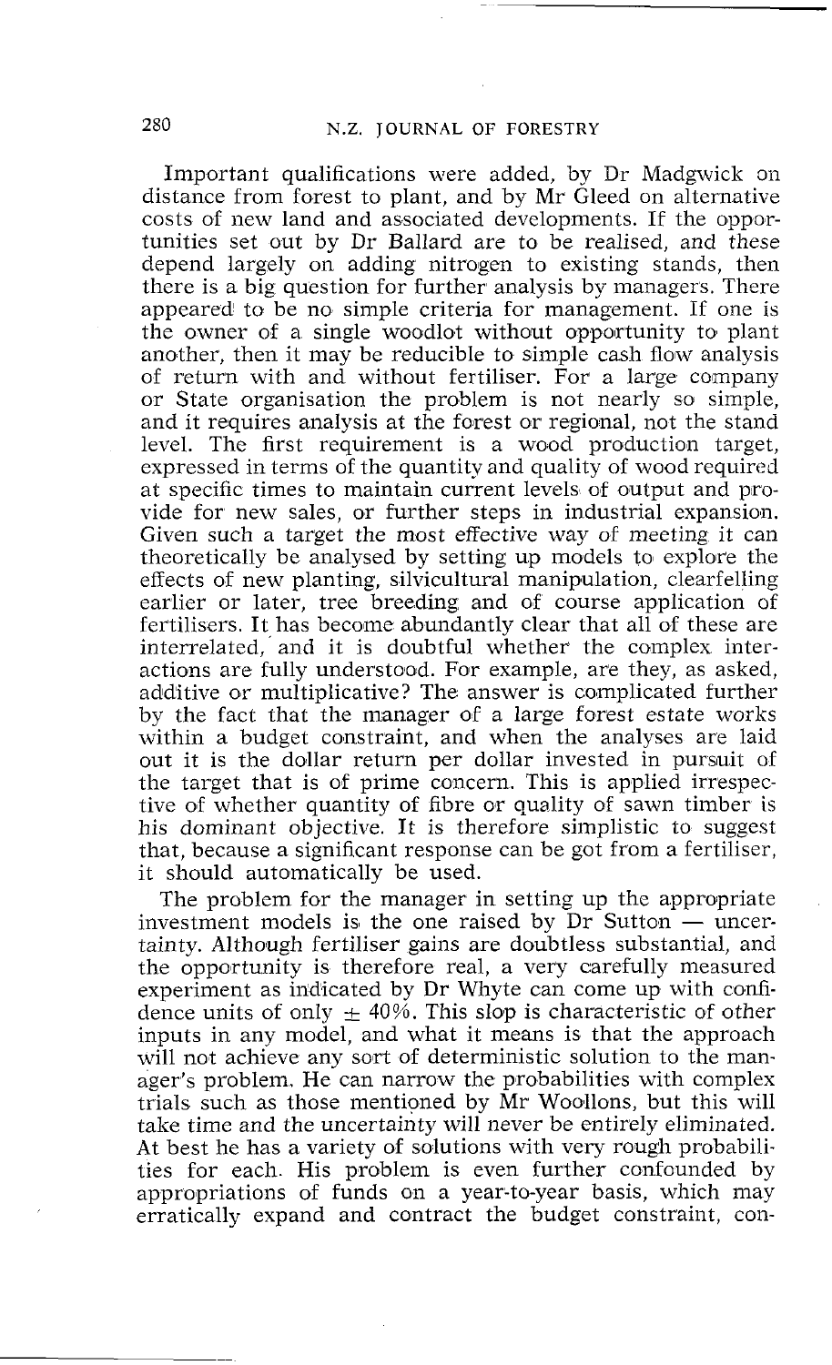Important qualifications were added, by Dr Madgwick on distance from forest to plant, and by Mr Gleed on alternative costs of new land and associated developments. If the opportunities set out by Dr Ballard are to be realised, and these depend largely on adding nitrogen to existing stands, then there is a big question for further analysis by managers. There appeared to be no simple criteria for management. If one is the owner of a single woodlot without opportunity to plant another, then it may be reducible to simple cash flow analysis of return with and without fertiliser. For a large company or State organisation the problem is not nearly so simple, and it requires analysis at the forest or regional, not the stand level. The first requirement is a wood production target, expressed in terms of the quantity and quality of wood required at specific times to maintain current levels of output and provide for new sales, or further steps in industrial expansion. Given such a target the most effective way of meeting it can theoretically be analysed by setting up models to explore the effects of new planting, silvicultural manipulation, clearfelling earlier or later, tree breeding and of course application of fertilisers. It has become abundantly clear that all of these are interrelated, and it is doubtful whether the complex interactions are fully understood. For example, are they, as asked, additive or multiplicative? The answer is complicated further by the fact that the manager of a large forest estate works within a budget constraint, and when the analyses are laid out it is the dollar return per dollar invested in pursuit of the target that is of prime concern. This is applied irrespective of whether quantity of fibre or quality of sawn timber is his dominant objective. It is therefore simplistic to suggest that, because a significant response can be got from a fertiliser, it should automatically be used.

The problem for the manager in setting up the appropriate investment models is the one raised by Dr Sutton — uncertainty. Although fertiliser gains are doubtless substantial, and the opportunity is therefore real, a very carefully measured experiment as indicated by Dr Whyte can come up with confidence units of only ± 40%. This slop is characteristic of other inputs in any model, and what it means is that the approach will not achieve any sort of deterministic solution to the manager's problem. He can narrow the probabilities with complex trials such as those mentioned by Mr Woollons, but this will take time and the uncertainty will never be entirely eliminated. At best he has a variety of solutions with very rough probabilities for each. His problem is even further confounded by appropriations of funds on a year-to-year basis, which may erratically expand and contract the budget constraint, con-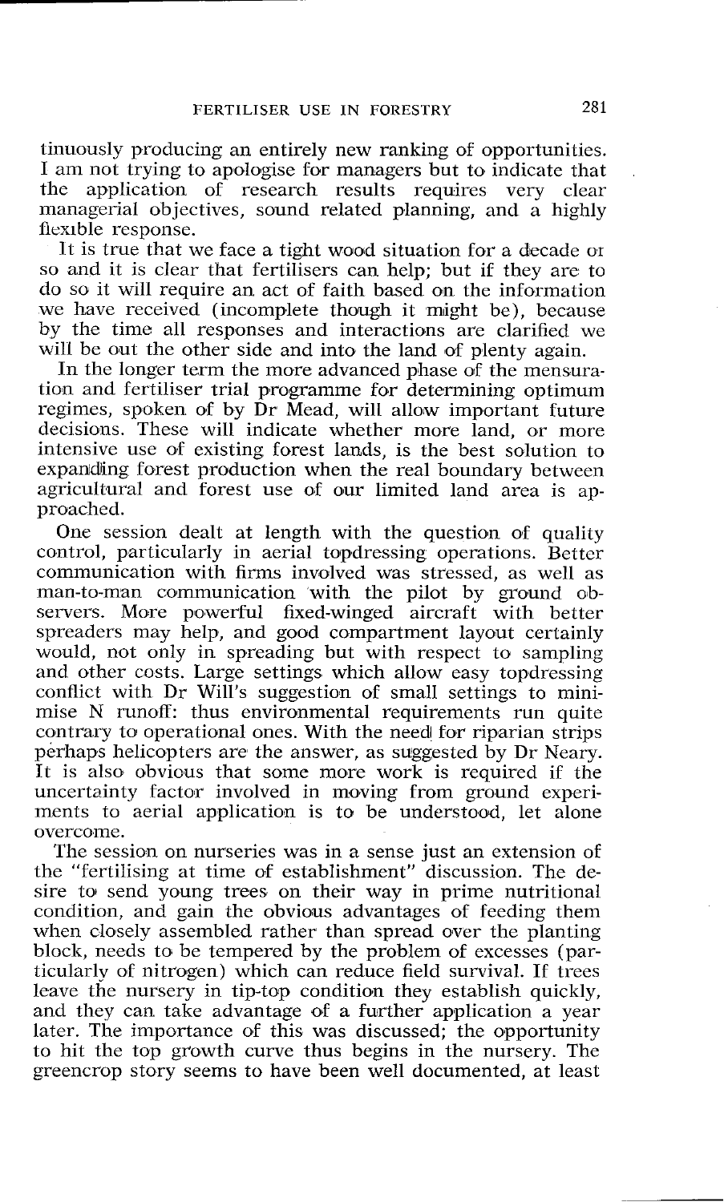tinuously producing an entirely new ranking of opportunities. I am not trying to apologise for managers but to indicate that the application of research results requires very clear managerial objectives, sound related planning, and a highly flexible response.

It is true that we face a tight wood situation for a decade or so and it is clear that fertilisers can help; but if they are to do so it will require an act of faith based on the information we have received (incomplete though it might be), because by the time all responses and interactions are clarified we will be out the other side and into the land of plenty again.

In the longer term the more advanced phase of the mensuration and fertiliser trial programme for determining optimum regimes, spoken of by Dr Mead, will allow important future decisions. These will indicate whether more land, or more intensive use of existing forest lands, is the best solution to expanding forest production when the real boundary between agricultural and forest use of our limited land area is approached.

One session dealt at length with the question of quality control, particularly in aerial topdressing operations. Better communication with firms involved was stressed, as well as man-to-man communication with the pilot by ground observers. More powerful fixed-winged aircraft with better spreaders may help, and good compartment layout certainly would, not only in spreading but with respect to sampling and other costs. Large settings which allow easy topdressing conflict with Dr Will's suggestion of small settings to minimise N runoff: thus environmental requirements run quite contrary to operational ones. With the need for riparian strips perhaps helicopters are the answer, as suggested by Dr Neary. It is also obvious that some more work is required if the uncertainty factor involved in moving from ground experiments to aerial application is to be understood, let alone overcome.

The session on nurseries was in a sense just an extension of the "fertilising at time of establishment" discussion. The desire to send young trees on their way in prime nutritional condition, and gain the obvious advantages of feeding them when closely assembled rather than spread over the planting block, needs to be tempered by the problem of excesses (particularly of nitrogen) which can reduce field survival. If trees leave the nursery in tip-top condition they establish quickly, and they can take advantage of a further application a year later. The importance of this was discussed; the opportunity to hit the top growth curve thus begins in the nursery. The greencrop story seems to have been well documented, at least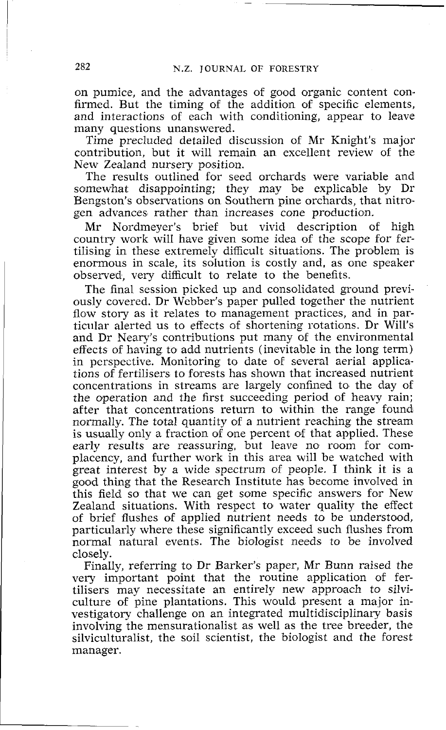on pumice, and the advantages of good organic content confirmed. But the timing of the addition of specific elements, and interactions of each with conditioning, appear to leave many questions unanswered.

Time precluded detailed discussion of Mr Knight's major contribution, but it will remain an excellent review of the New Zealand nursery position.

The results outlined for seed orchards were variable and somewhat disappointing; they may be explicable by Dr Bengston's observations on Southern pine orchards, that nitrogen advances rather than increases cone production.

Mr Nordmeyer's brief but vivid description of high country work will have given some idea of the scope for fertilising in these extremely difficult situations. The problem is enormous in scale, its solution is costly and, as one speaker observed, very difficult to relate to the benefits.

The final session picked up and consolidated ground previously covered. Dr Webber's paper pulled together the nutrient flow story as it relates to management practices, and in particular alerted us to effects of shortening rotations. Dr Will's and Dr Neary's contributions put many of the environmental effects of having to add nutrients (inevitable in the long term) in perspective. Monitoring to date of several aerial applications of fertilisers to forests has shown that increased nutrient concentrations in streams are largely confined to the day of the operation and the first succeeding period of heavy rain; after that concentrations return to within the range found normally. The total quantity of a nutrient reaching the stream is usually only a fraction of one percent of that applied. These early results are reassuring, but leave no room for complacency, and further work in this area will be watched with great interest by a wide spectrum of people. I think it is a good thing that the Research Institute has become involved in this field so that we can get some specific answers for New Zealand situations. With respect to water quality the effect of brief flushes of applied nutrient needs to be understood, particularly where these significantly exceed such flushes from normal natural events. The biologist needs to be involved closely.

Finally, referring to Dr Barker's paper, Mr Bunn raised the very important point that the routine application of fertilisers may necessitate an entirely new approach to silviculture of pine plantations. This would present a major investigatory challenge on an integrated multidisciplinary basis involving the mensurationalist as well as the tree breeder, the silviculturalist, the soil scientist, the biologist and the forest manager.